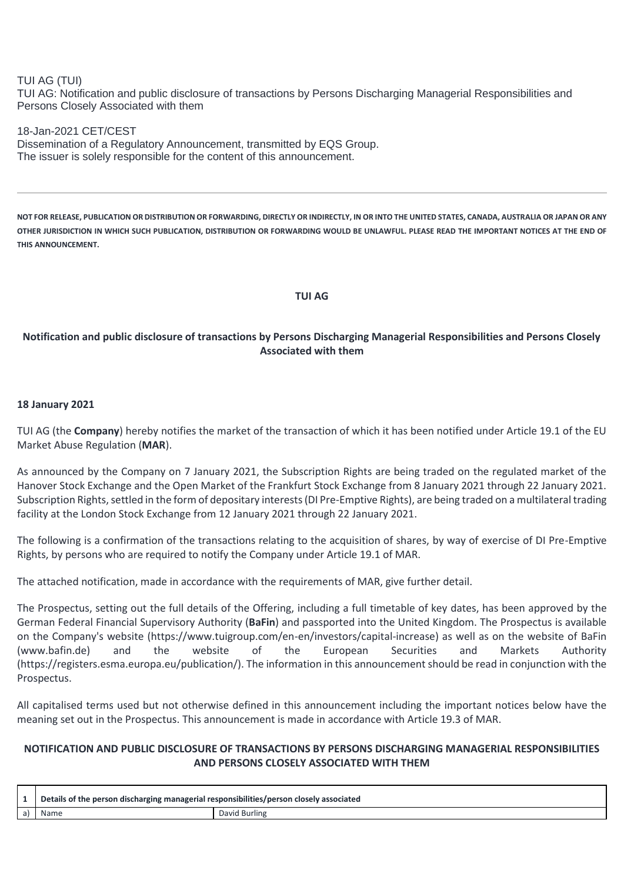TUI AG (TUI)
TUI AG: Notification and public disclosure of transactions by Persons Discharging Managerial Responsibilities and Persons Closely Associated with them

18-Jan-2021 CET/CEST
Dissemination of a Regulatory Announcement, transmitted by EQS Group.
The issuer is solely responsible for the content of this announcement.

---

**NOT FOR RELEASE, PUBLICATION OR DISTRIBUTION OR FORWARDING, DIRECTLY OR INDIRECTLY, IN OR INTO THE UNITED STATES, CANADA, AUSTRALIA OR JAPAN OR ANY OTHER JURISDICTION IN WHICH SUCH PUBLICATION, DISTRIBUTION OR FORWARDING WOULD BE UNLAWFUL. PLEASE READ THE IMPORTANT NOTICES AT THE END OF THIS ANNOUNCEMENT.**

**TUI AG**

**Notification and public disclosure of transactions by Persons Discharging Managerial Responsibilities and Persons Closely Associated with them**

**18 January 2021**

TUI AG (the **Company**) hereby notifies the market of the transaction of which it has been notified under Article 19.1 of the EU Market Abuse Regulation (**MAR**).

As announced by the Company on 7 January 2021, the Subscription Rights are being traded on the regulated market of the Hanover Stock Exchange and the Open Market of the Frankfurt Stock Exchange from 8 January 2021 through 22 January 2021. Subscription Rights, settled in the form of depositary interests (DI Pre-Emptive Rights), are being traded on a multilateral trading facility at the London Stock Exchange from 12 January 2021 through 22 January 2021.

The following is a confirmation of the transactions relating to the acquisition of shares, by way of exercise of DI Pre-Emptive Rights, by persons who are required to notify the Company under Article 19.1 of MAR.

The attached notification, made in accordance with the requirements of MAR, give further detail.

The Prospectus, setting out the full details of the Offering, including a full timetable of key dates, has been approved by the German Federal Financial Supervisory Authority (**BaFin**) and passported into the United Kingdom. The Prospectus is available on the Company's website (https://www.tuigroup.com/en-en/investors/capital-increase) as well as on the website of BaFin (www.bafin.de) and the website of the European Securities and Markets Authority (https://registers.esma.europa.eu/publication/). The information in this announcement should be read in conjunction with the Prospectus.

All capitalised terms used but not otherwise defined in this announcement including the important notices below have the meaning set out in the Prospectus. This announcement is made in accordance with Article 19.3 of MAR.

**NOTIFICATION AND PUBLIC DISCLOSURE OF TRANSACTIONS BY PERSONS DISCHARGING MANAGERIAL RESPONSIBILITIES AND PERSONS CLOSELY ASSOCIATED WITH THEM**

| 1 | **Details of the person discharging managerial responsibilities/person closely associated** | |
|---|---|---|
| a) | Name | David Burling |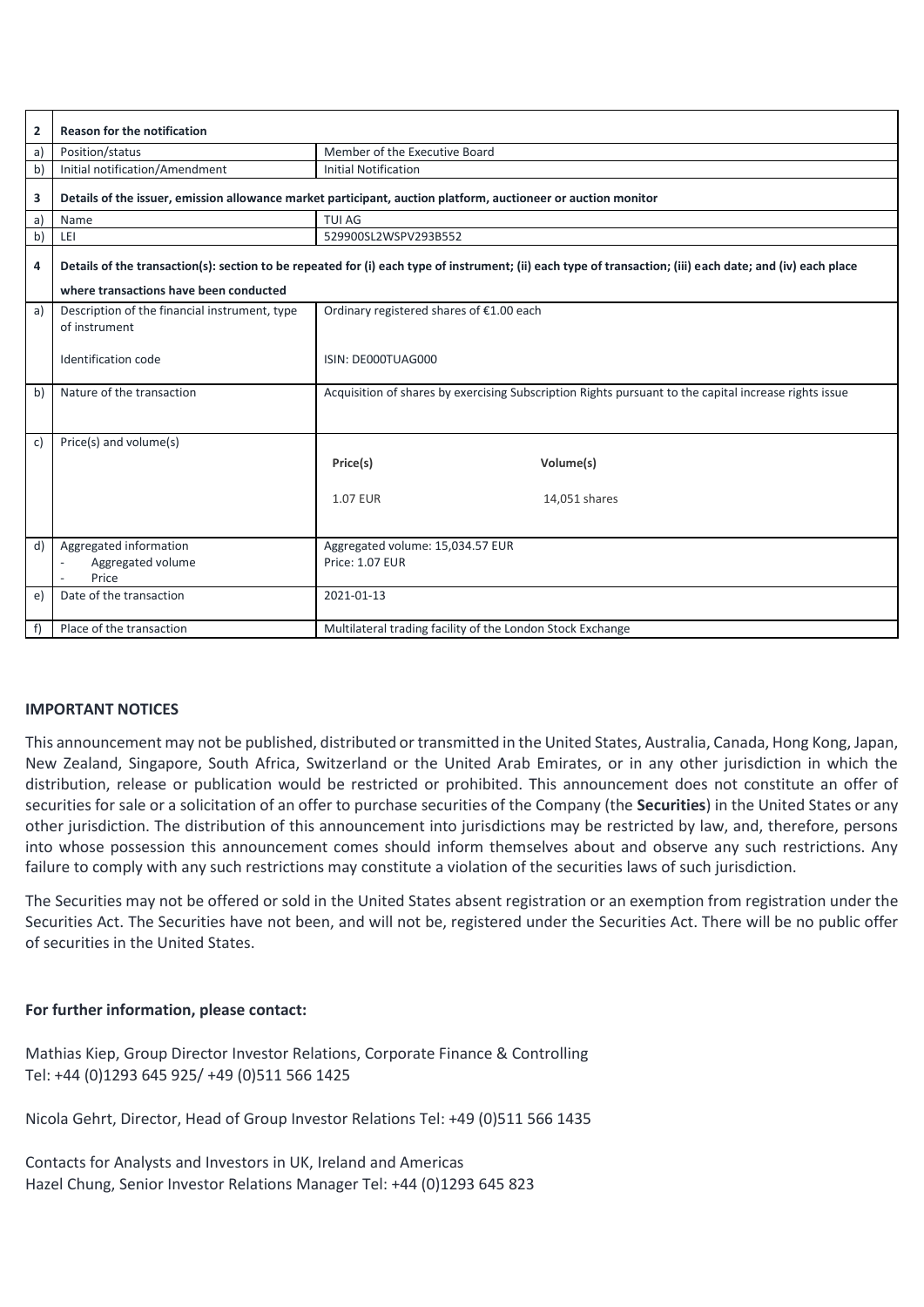| 2 | Reason for the notification | |
|---|---|---|
| a) | Position/status | Member of the Executive Board |
| b) | Initial notification/Amendment | Initial Notification |
| 3 | Details of the issuer, emission allowance market participant, auction platform, auctioneer or auction monitor | |
| a) | Name | TUI AG |
| b) | LEI | 529900SL2WSPV293B552 |
| 4 | Details of the transaction(s): section to be repeated for (i) each type of instrument; (ii) each type of transaction; (iii) each date; and (iv) each place where transactions have been conducted | |
| a) | Description of the financial instrument, type of instrument<br><br>Identification code | Ordinary registered shares of €1.00 each<br><br>ISIN: DE000TUAG000 |
| b) | Nature of the transaction | Acquisition of shares by exercising Subscription Rights pursuant to the capital increase rights issue |
| c) | Price(s) and volume(s) | **Price(s)**: 1.07 EUR<br>**Volume(s)**: 14,051 shares |
| d) | Aggregated information<br>- Aggregated volume<br>- Price | Aggregated volume: 15,034.57 EUR<br>Price: 1.07 EUR |
| e) | Date of the transaction | 2021-01-13 |
| f) | Place of the transaction | Multilateral trading facility of the London Stock Exchange |

## IMPORTANT NOTICES

This announcement may not be published, distributed or transmitted in the United States, Australia, Canada, Hong Kong, Japan, New Zealand, Singapore, South Africa, Switzerland or the United Arab Emirates, or in any other jurisdiction in which the distribution, release or publication would be restricted or prohibited. This announcement does not constitute an offer of securities for sale or a solicitation of an offer to purchase securities of the Company (the **Securities**) in the United States or any other jurisdiction. The distribution of this announcement into jurisdictions may be restricted by law, and, therefore, persons into whose possession this announcement comes should inform themselves about and observe any such restrictions. Any failure to comply with any such restrictions may constitute a violation of the securities laws of such jurisdiction.

The Securities may not be offered or sold in the United States absent registration or an exemption from registration under the Securities Act. The Securities have not been, and will not be, registered under the Securities Act. There will be no public offer of securities in the United States.

**For further information, please contact:**

Mathias Kiep, Group Director Investor Relations, Corporate Finance & Controlling
Tel: +44 (0)1293 645 925/ +49 (0)511 566 1425

Nicola Gehrt, Director, Head of Group Investor Relations Tel: +49 (0)511 566 1435

Contacts for Analysts and Investors in UK, Ireland and Americas
Hazel Chung, Senior Investor Relations Manager Tel: +44 (0)1293 645 823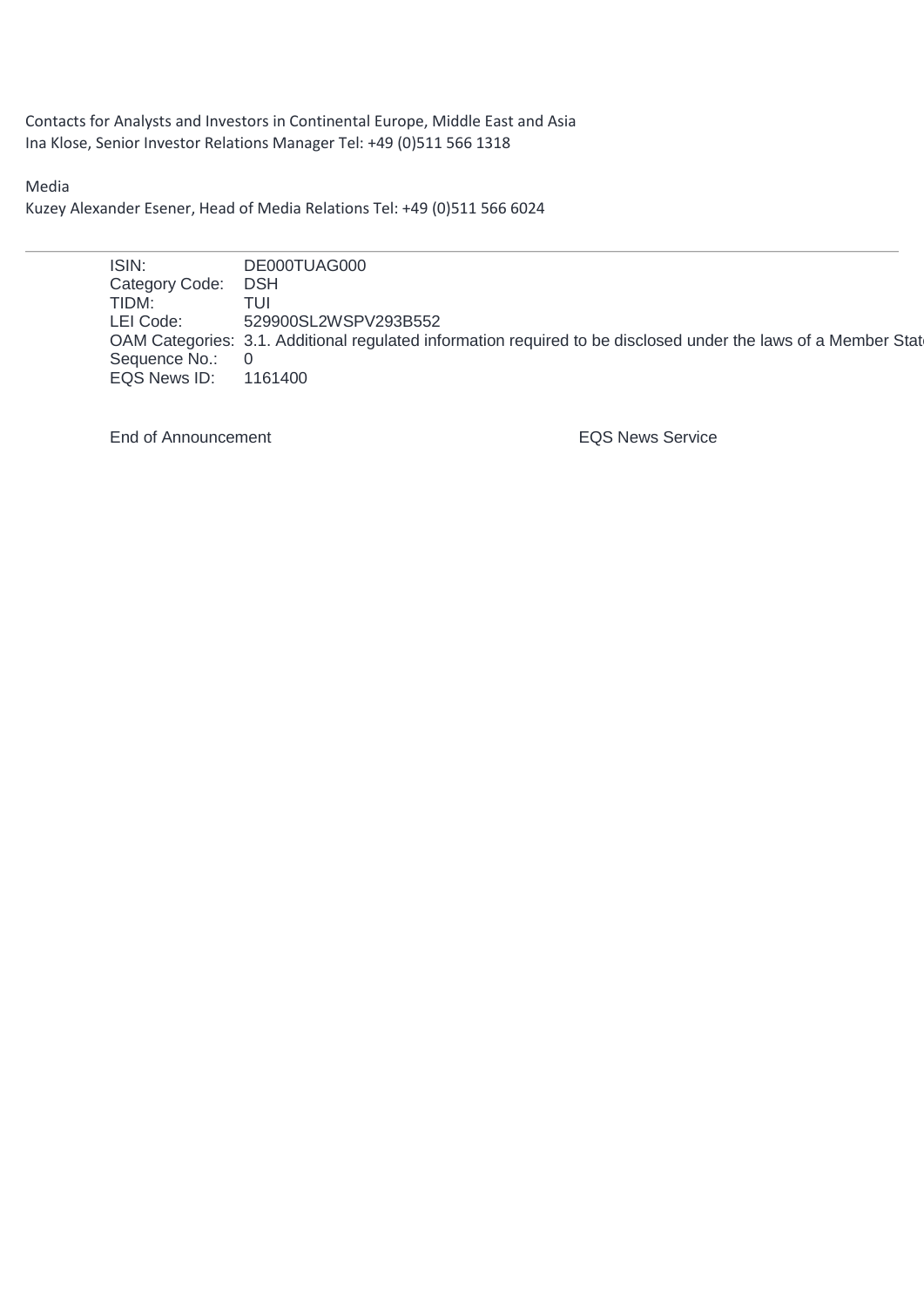Contacts for Analysts and Investors in Continental Europe, Middle East and Asia
Ina Klose, Senior Investor Relations Manager Tel: +49 (0)511 566 1318

Media
Kuzey Alexander Esener, Head of Media Relations Tel: +49 (0)511 566 6024

---

| | |
|---|---|
| ISIN: | DE000TUAG000 |
| Category Code: | DSH |
| TIDM: | TUI |
| LEI Code: | 529900SL2WSPV293B552 |
| OAM Categories: | 3.1. Additional regulated information required to be disclosed under the laws of a Member Stat |
| Sequence No.: | 0 |
| EQS News ID: | 1161400 |

End of Announcement EQS News Service